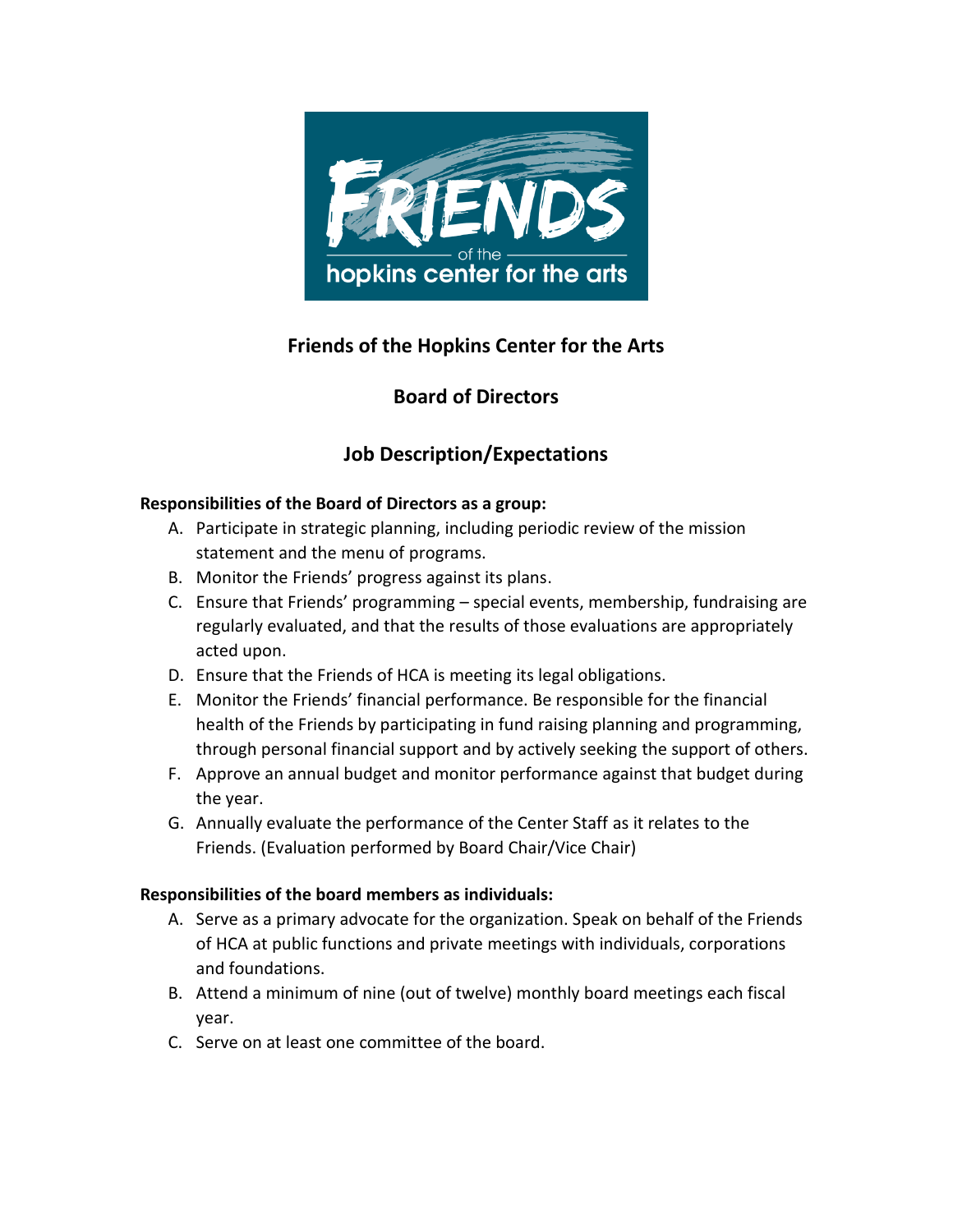# Friends of the Hopkins Center for the Arts

## Board of Directors

## Job Description/Expectations

**Responsibilities of the Board of Directors as a group:**

A. Participate in strategic planning, including periodic review of the mission statement and the menu of programs.
B. Monitor the Friends' progress against its plans.
C. Ensure that Friends' programming – special events, membership, fundraising are regularly evaluated, and that the results of those evaluations are appropriately acted upon.
D. Ensure that the Friends of HCA is meeting its legal obligations.
E. Monitor the Friends' financial performance. Be responsible for the financial health of the Friends by participating in fund raising planning and programming, through personal financial support and by actively seeking the support of others.
F. Approve an annual budget and monitor performance against that budget during the year.
G. Annually evaluate the performance of the Center Staff as it relates to the Friends. (Evaluation performed by Board Chair/Vice Chair)

**Responsibilities of the board members as individuals:**

A. Serve as a primary advocate for the organization. Speak on behalf of the Friends of HCA at public functions and private meetings with individuals, corporations and foundations.
B. Attend a minimum of nine (out of twelve) monthly board meetings each fiscal year.
C. Serve on at least one committee of the board.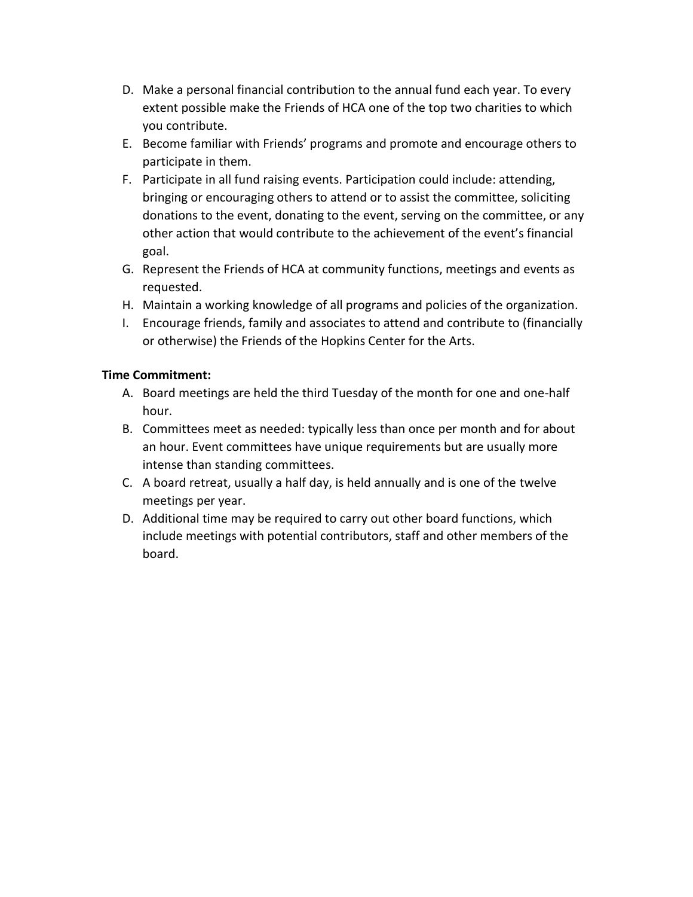D. Make a personal financial contribution to the annual fund each year. To every extent possible make the Friends of HCA one of the top two charities to which you contribute.
E. Become familiar with Friends' programs and promote and encourage others to participate in them.
F. Participate in all fund raising events. Participation could include: attending, bringing or encouraging others to attend or to assist the committee, soliciting donations to the event, donating to the event, serving on the committee, or any other action that would contribute to the achievement of the event's financial goal.
G. Represent the Friends of HCA at community functions, meetings and events as requested.
H. Maintain a working knowledge of all programs and policies of the organization.
I. Encourage friends, family and associates to attend and contribute to (financially or otherwise) the Friends of the Hopkins Center for the Arts.

**Time Commitment:**

A. Board meetings are held the third Tuesday of the month for one and one-half hour.
B. Committees meet as needed: typically less than once per month and for about an hour. Event committees have unique requirements but are usually more intense than standing committees.
C. A board retreat, usually a half day, is held annually and is one of the twelve meetings per year.
D. Additional time may be required to carry out other board functions, which include meetings with potential contributors, staff and other members of the board.